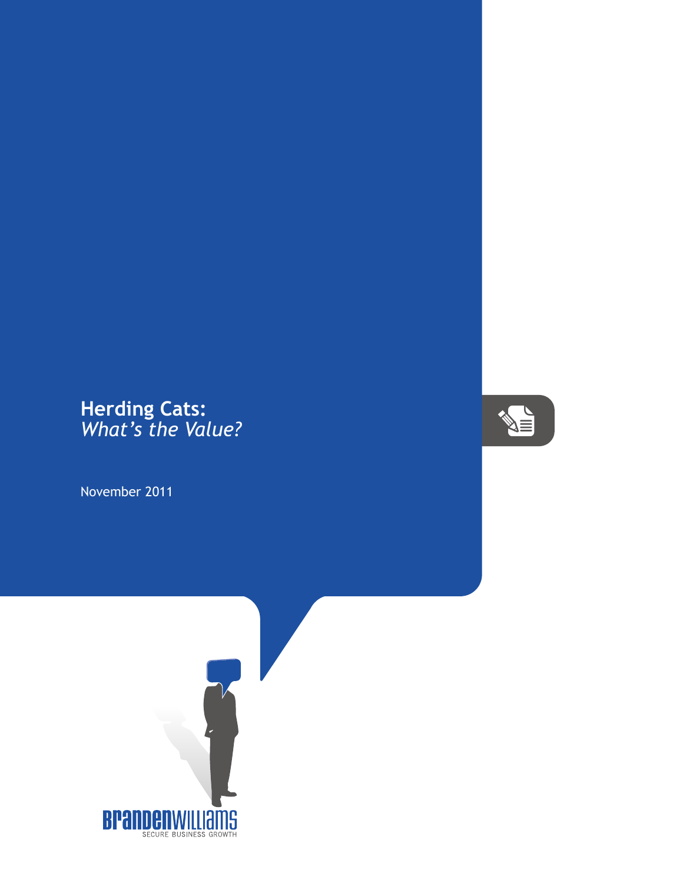# Herding Cats:
*What's the Value?*

November 2011

BRANDENWILLIAMS
SECURE BUSINESS GROWTH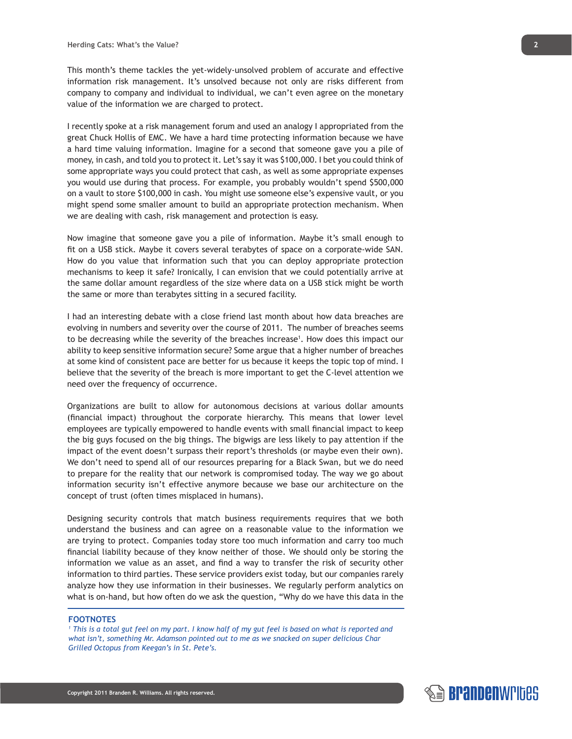This month's theme tackles the yet-widely-unsolved problem of accurate and effective information risk management. It's unsolved because not only are risks different from company to company and individual to individual, we can't even agree on the monetary value of the information we are charged to protect.

I recently spoke at a risk management forum and used an analogy I appropriated from the great Chuck Hollis of EMC. We have a hard time protecting information because we have a hard time valuing information. Imagine for a second that someone gave you a pile of money, in cash, and told you to protect it. Let's say it was $100,000. I bet you could think of some appropriate ways you could protect that cash, as well as some appropriate expenses you would use during that process. For example, you probably wouldn't spend $500,000 on a vault to store $100,000 in cash. You might use someone else's expensive vault, or you might spend some smaller amount to build an appropriate protection mechanism. When we are dealing with cash, risk management and protection is easy.

Now imagine that someone gave you a pile of information. Maybe it's small enough to fit on a USB stick. Maybe it covers several terabytes of space on a corporate-wide SAN. How do you value that information such that you can deploy appropriate protection mechanisms to keep it safe? Ironically, I can envision that we could potentially arrive at the same dollar amount regardless of the size where data on a USB stick might be worth the same or more than terabytes sitting in a secured facility.

I had an interesting debate with a close friend last month about how data breaches are evolving in numbers and severity over the course of 2011. The number of breaches seems to be decreasing while the severity of the breaches increase[1]. How does this impact our ability to keep sensitive information secure? Some argue that a higher number of breaches at some kind of consistent pace are better for us because it keeps the topic top of mind. I believe that the severity of the breach is more important to get the C-level attention we need over the frequency of occurrence.

Organizations are built to allow for autonomous decisions at various dollar amounts (financial impact) throughout the corporate hierarchy. This means that lower level employees are typically empowered to handle events with small financial impact to keep the big guys focused on the big things. The bigwigs are less likely to pay attention if the impact of the event doesn't surpass their report's thresholds (or maybe even their own). We don't need to spend all of our resources preparing for a Black Swan, but we do need to prepare for the reality that our network is compromised today. The way we go about information security isn't effective anymore because we base our architecture on the concept of trust (often times misplaced in humans).

Designing security controls that match business requirements requires that we both understand the business and can agree on a reasonable value to the information we are trying to protect. Companies today store too much information and carry too much financial liability because of they know neither of those. We should only be storing the information we value as an asset, and find a way to transfer the risk of security other information to third parties. These service providers exist today, but our companies rarely analyze how they use information in their businesses. We regularly perform analytics on what is on-hand, but how often do we ask the question, "Why do we have this data in the

**FOOTNOTES**

[1] *This is a total gut feel on my part. I know half of my gut feel is based on what is reported and what isn't, something Mr. Adamson pointed out to me as we snacked on super delicious Char Grilled Octopus from Keegan's in St. Pete's.*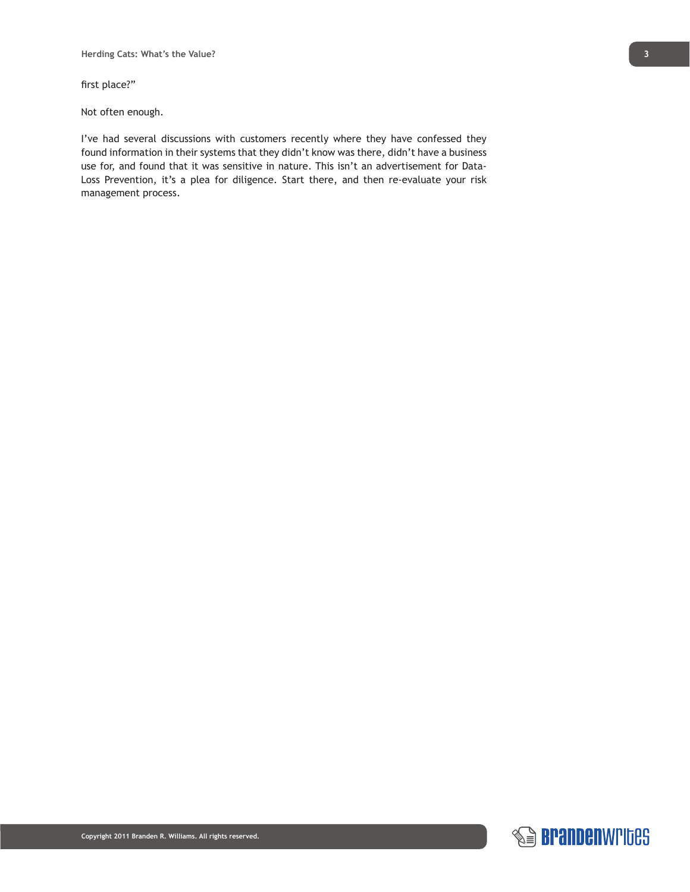first place?"

Not often enough.

I've had several discussions with customers recently where they have confessed they found information in their systems that they didn't know was there, didn't have a business use for, and found that it was sensitive in nature. This isn't an advertisement for Data-Loss Prevention, it's a plea for diligence. Start there, and then re-evaluate your risk management process.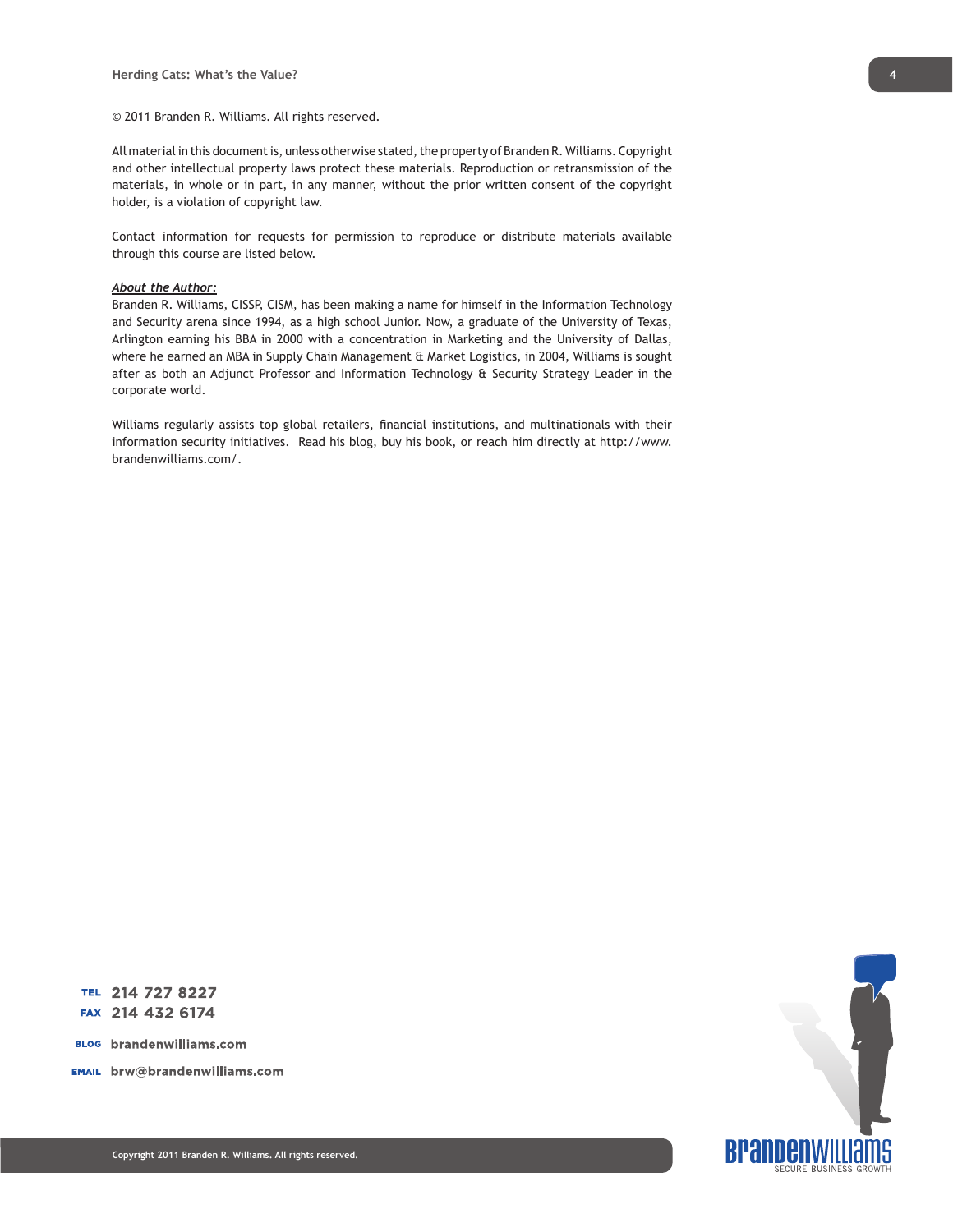© 2011 Branden R. Williams. All rights reserved.

All material in this document is, unless otherwise stated, the property of Branden R. Williams. Copyright and other intellectual property laws protect these materials. Reproduction or retransmission of the materials, in whole or in part, in any manner, without the prior written consent of the copyright holder, is a violation of copyright law.

Contact information for requests for permission to reproduce or distribute materials available through this course are listed below.

***About the Author:***

Branden R. Williams, CISSP, CISM, has been making a name for himself in the Information Technology and Security arena since 1994, as a high school Junior. Now, a graduate of the University of Texas, Arlington earning his BBA in 2000 with a concentration in Marketing and the University of Dallas, where he earned an MBA in Supply Chain Management & Market Logistics, in 2004, Williams is sought after as both an Adjunct Professor and Information Technology & Security Strategy Leader in the corporate world.

Williams regularly assists top global retailers, financial institutions, and multinationals with their information security initiatives. Read his blog, buy his book, or reach him directly at http://www.brandenwilliams.com/.

**TEL** 214 727 8227
**FAX** 214 432 6174

**BLOG** brandenwilliams.com

**EMAIL** brw@brandenwilliams.com

BrandenWilliams
SECURE BUSINESS GROWTH